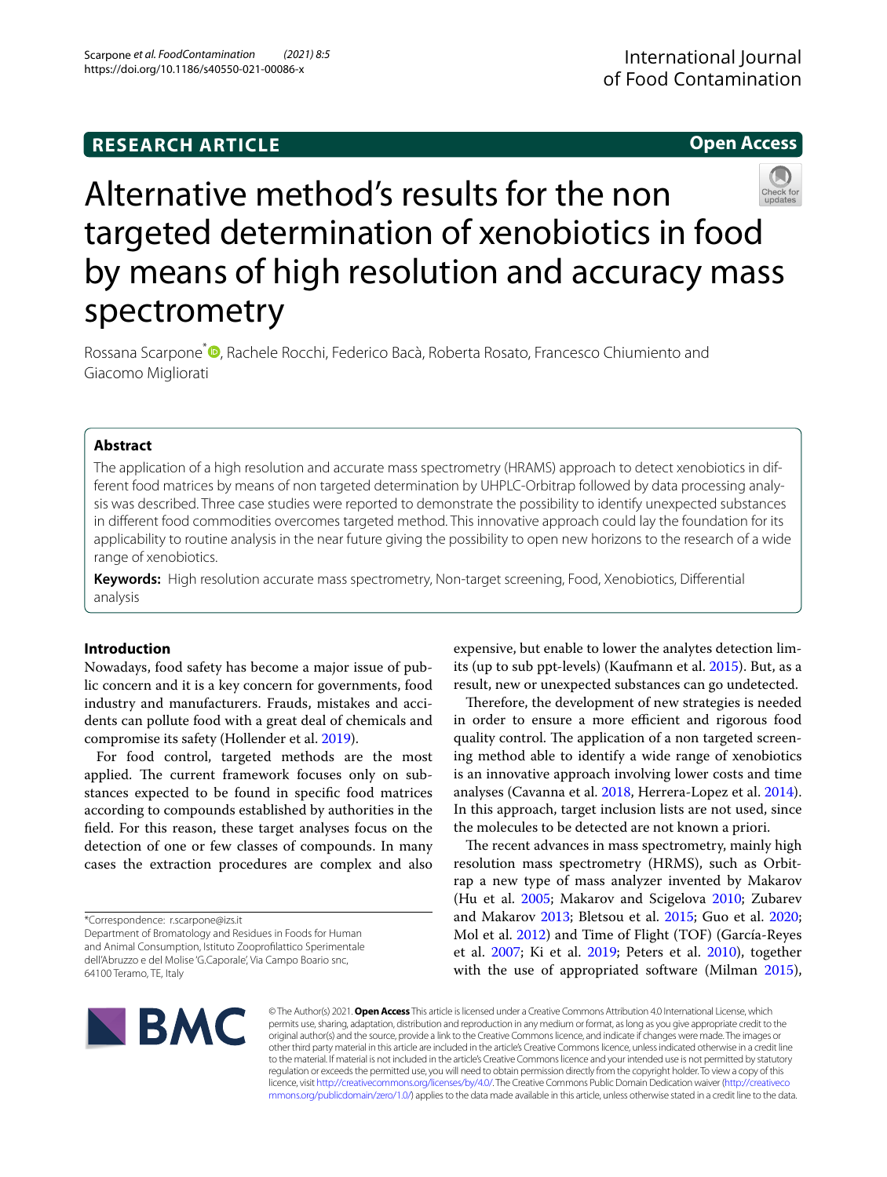RESEARCH ARTICLE

Open Access

# Alternative method's results for the non targeted determination of xenobiotics in food by means of high resolution and accuracy mass spectrometry

Rossana Scarpone*, Rachele Rocchi, Federico Bacà, Roberta Rosato, Francesco Chiumiento and Giacomo Migliorati

## Abstract

The application of a high resolution and accurate mass spectrometry (HRAMS) approach to detect xenobiotics in different food matrices by means of non targeted determination by UHPLC-Orbitrap followed by data processing analysis was described. Three case studies were reported to demonstrate the possibility to identify unexpected substances in different food commodities overcomes targeted method. This innovative approach could lay the foundation for its applicability to routine analysis in the near future giving the possibility to open new horizons to the research of a wide range of xenobiotics.

**Keywords:** High resolution accurate mass spectrometry, Non-target screening, Food, Xenobiotics, Differential analysis

## Introduction

Nowadays, food safety has become a major issue of public concern and it is a key concern for governments, food industry and manufacturers. Frauds, mistakes and accidents can pollute food with a great deal of chemicals and compromise its safety (Hollender et al. 2019).

For food control, targeted methods are the most applied. The current framework focuses only on substances expected to be found in specific food matrices according to compounds established by authorities in the field. For this reason, these target analyses focus on the detection of one or few classes of compounds. In many cases the extraction procedures are complex and also expensive, but enable to lower the analytes detection limits (up to sub ppt-levels) (Kaufmann et al. 2015). But, as a result, new or unexpected substances can go undetected.

Therefore, the development of new strategies is needed in order to ensure a more efficient and rigorous food quality control. The application of a non targeted screening method able to identify a wide range of xenobiotics is an innovative approach involving lower costs and time analyses (Cavanna et al. 2018, Herrera-Lopez et al. 2014). In this approach, target inclusion lists are not used, since the molecules to be detected are not known a priori.

The recent advances in mass spectrometry, mainly high resolution mass spectrometry (HRMS), such as Orbitrap a new type of mass analyzer invented by Makarov (Hu et al. 2005; Makarov and Scigelova 2010; Zubarev and Makarov 2013; Bletsou et al. 2015; Guo et al. 2020; Mol et al. 2012) and Time of Flight (TOF) (García-Reyes et al. 2007; Ki et al. 2019; Peters et al. 2010), together with the use of appropriated software (Milman 2015),

*Correspondence: r.scarpone@izs.it
Department of Bromatology and Residues in Foods for Human and Animal Consumption, Istituto Zooprofilattico Sperimentale dell'Abruzzo e del Molise 'G.Caporale', Via Campo Boario snc, 64100 Teramo, TE, Italy

© The Author(s) 2021. **Open Access** This article is licensed under a Creative Commons Attribution 4.0 International License, which permits use, sharing, adaptation, distribution and reproduction in any medium or format, as long as you give appropriate credit to the original author(s) and the source, provide a link to the Creative Commons licence, and indicate if changes were made. The images or other third party material in this article are included in the article's Creative Commons licence, unless indicated otherwise in a credit line to the material. If material is not included in the article's Creative Commons licence and your intended use is not permitted by statutory regulation or exceeds the permitted use, you will need to obtain permission directly from the copyright holder. To view a copy of this licence, visit http://creativecommons.org/licenses/by/4.0/. The Creative Commons Public Domain Dedication waiver (http://creativecommons.org/publicdomain/zero/1.0/) applies to the data made available in this article, unless otherwise stated in a credit line to the data.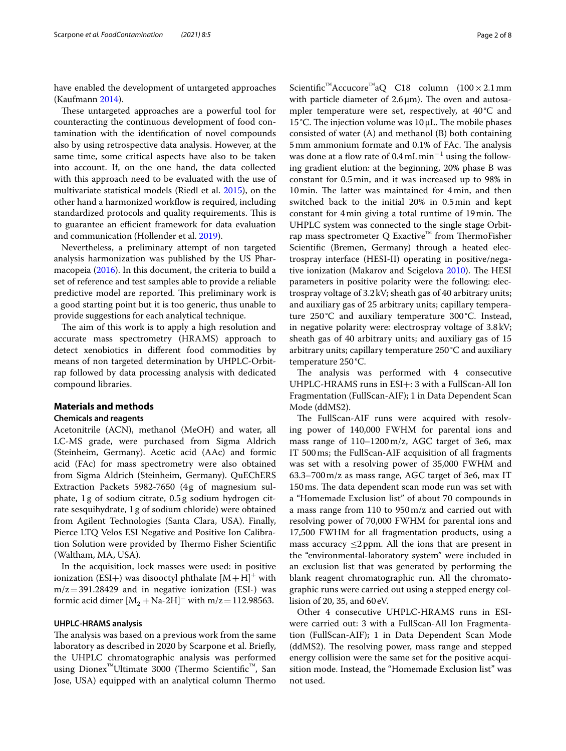have enabled the development of untargeted approaches (Kaufmann 2014).

These untargeted approaches are a powerful tool for counteracting the continuous development of food contamination with the identification of novel compounds also by using retrospective data analysis. However, at the same time, some critical aspects have also to be taken into account. If, on the one hand, the data collected with this approach need to be evaluated with the use of multivariate statistical models (Riedl et al. 2015), on the other hand a harmonized workflow is required, including standardized protocols and quality requirements. This is to guarantee an efficient framework for data evaluation and communication (Hollender et al. 2019).

Nevertheless, a preliminary attempt of non targeted analysis harmonization was published by the US Pharmacopeia (2016). In this document, the criteria to build a set of reference and test samples able to provide a reliable predictive model are reported. This preliminary work is a good starting point but it is too generic, thus unable to provide suggestions for each analytical technique.

The aim of this work is to apply a high resolution and accurate mass spectrometry (HRAMS) approach to detect xenobiotics in different food commodities by means of non targeted determination by UHPLC-Orbitrap followed by data processing analysis with dedicated compound libraries.

## Materials and methods

### Chemicals and reagents

Acetonitrile (ACN), methanol (MeOH) and water, all LC-MS grade, were purchased from Sigma Aldrich (Steinheim, Germany). Acetic acid (AAc) and formic acid (FAc) for mass spectrometry were also obtained from Sigma Aldrich (Steinheim, Germany). QuEChERS Extraction Packets 5982-7650 (4 g of magnesium sulphate, 1 g of sodium citrate, 0.5 g sodium hydrogen citrate sesquihydrate, 1 g of sodium chloride) were obtained from Agilent Technologies (Santa Clara, USA). Finally, Pierce LTQ Velos ESI Negative and Positive Ion Calibration Solution were provided by Thermo Fisher Scientific (Waltham, MA, USA).

In the acquisition, lock masses were used: in positive ionization (ESI+) was disooctyl phthalate $[M+H]^+$ with m/z = 391.28429 and in negative ionization (ESI-) was formic acid dimer $[M_2+Na\text{-}2H]^-$ with m/z = 112.98563.

### UHPLC-HRAMS analysis

The analysis was based on a previous work from the same laboratory as described in 2020 by Scarpone et al. Briefly, the UHPLC chromatographic analysis was performed using Dionex™Ultimate 3000 (Thermo Scientific™, San Jose, USA) equipped with an analytical column Thermo Scientific™Accucore™aQ C18 column (100 × 2.1 mm with particle diameter of 2.6 μm). The oven and autosampler temperature were set, respectively, at 40 °C and 15 °C. The injection volume was 10 μL. The mobile phases consisted of water (A) and methanol (B) both containing 5 mm ammonium formate and 0.1% of FAc. The analysis was done at a flow rate of 0.4 mL $min^{-1}$ using the following gradient elution: at the beginning, 20% phase B was constant for 0.5 min, and it was increased up to 98% in 10 min. The latter was maintained for 4 min, and then switched back to the initial 20% in 0.5 min and kept constant for 4 min giving a total runtime of 19 min. The UHPLC system was connected to the single stage Orbitrap mass spectrometer Q Exactive™ from ThermoFisher Scientific (Bremen, Germany) through a heated electrospray interface (HESI-II) operating in positive/negative ionization (Makarov and Scigelova 2010). The HESI parameters in positive polarity were the following: electrospray voltage of 3.2 kV; sheath gas of 40 arbitrary units; and auxiliary gas of 25 arbitrary units; capillary temperature 250 °C and auxiliary temperature 300 °C. Instead, in negative polarity were: electrospray voltage of 3.8 kV; sheath gas of 40 arbitrary units; and auxiliary gas of 15 arbitrary units; capillary temperature 250 °C and auxiliary temperature 250 °C.

The analysis was performed with 4 consecutive UHPLC-HRAMS runs in ESI+: 3 with a FullScan-All Ion Fragmentation (FullScan-AIF); 1 in Data Dependent Scan Mode (ddMS2).

The FullScan-AIF runs were acquired with resolving power of 140,000 FWHM for parental ions and mass range of 110–1200 m/z, AGC target of 3e6, max IT 500 ms; the FullScan-AIF acquisition of all fragments was set with a resolving power of 35,000 FWHM and 63.3–700 m/z as mass range, AGC target of 3e6, max IT 150 ms. The data dependent scan mode run was set with a "Homemade Exclusion list" of about 70 compounds in a mass range from 110 to 950 m/z and carried out with resolving power of 70,000 FWHM for parental ions and 17,500 FWHM for all fragmentation products, using a mass accuracy ≤2 ppm. All the ions that are present in the "environmental-laboratory system" were included in an exclusion list that was generated by performing the blank reagent chromatographic run. All the chromatographic runs were carried out using a stepped energy collision of 20, 35, and 60 eV.

Other 4 consecutive UHPLC-HRAMS runs in ESI- were carried out: 3 with a FullScan-All Ion Fragmentation (FullScan-AIF); 1 in Data Dependent Scan Mode (ddMS2). The resolving power, mass range and stepped energy collision were the same set for the positive acquisition mode. Instead, the "Homemade Exclusion list" was not used.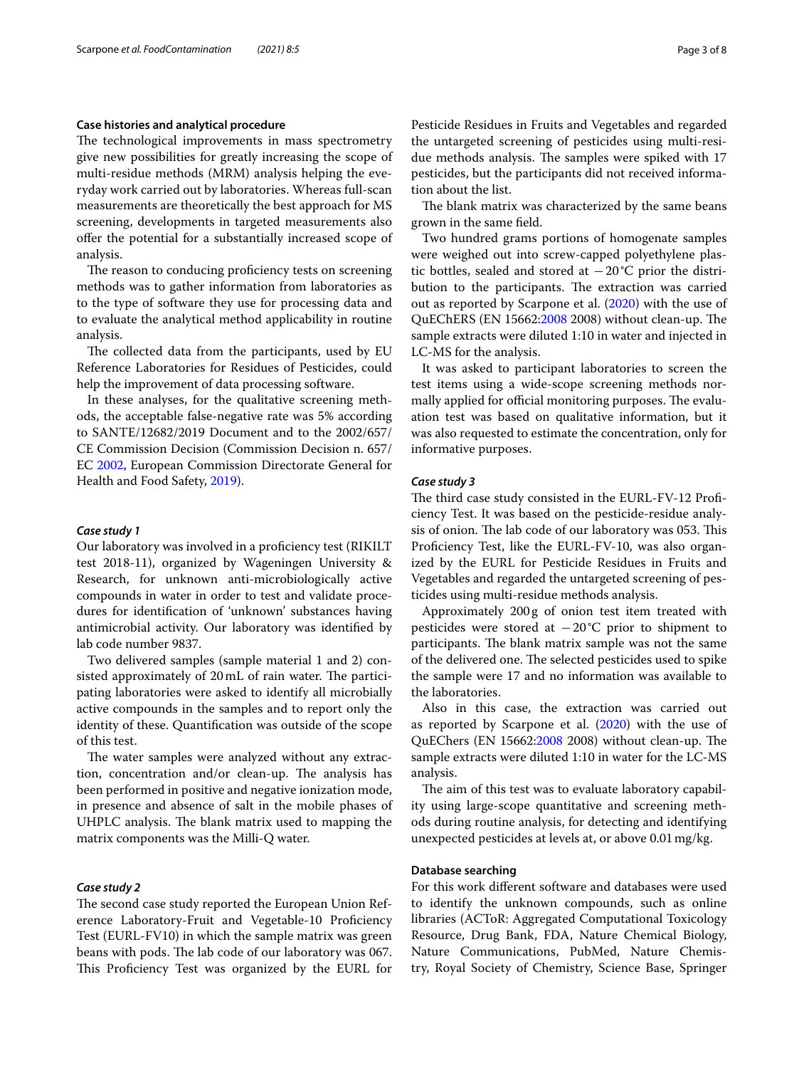### Case histories and analytical procedure

The technological improvements in mass spectrometry give new possibilities for greatly increasing the scope of multi-residue methods (MRM) analysis helping the everyday work carried out by laboratories. Whereas full-scan measurements are theoretically the best approach for MS screening, developments in targeted measurements also offer the potential for a substantially increased scope of analysis.

The reason to conducing proficiency tests on screening methods was to gather information from laboratories as to the type of software they use for processing data and to evaluate the analytical method applicability in routine analysis.

The collected data from the participants, used by EU Reference Laboratories for Residues of Pesticides, could help the improvement of data processing software.

In these analyses, for the qualitative screening methods, the acceptable false-negative rate was 5% according to SANTE/12682/2019 Document and to the 2002/657/CE Commission Decision (Commission Decision n. 657/EC 2002, European Commission Directorate General for Health and Food Safety, 2019).

#### *Case study 1*

Our laboratory was involved in a proficiency test (RIKILT test 2018-11), organized by Wageningen University & Research, for unknown anti-microbiologically active compounds in water in order to test and validate procedures for identification of 'unknown' substances having antimicrobial activity. Our laboratory was identified by lab code number 9837.

Two delivered samples (sample material 1 and 2) consisted approximately of 20 mL of rain water. The participating laboratories were asked to identify all microbially active compounds in the samples and to report only the identity of these. Quantification was outside of the scope of this test.

The water samples were analyzed without any extraction, concentration and/or clean-up. The analysis has been performed in positive and negative ionization mode, in presence and absence of salt in the mobile phases of UHPLC analysis. The blank matrix used to mapping the matrix components was the Milli-Q water.

#### *Case study 2*

The second case study reported the European Union Reference Laboratory-Fruit and Vegetable-10 Proficiency Test (EURL-FV10) in which the sample matrix was green beans with pods. The lab code of our laboratory was 067. This Proficiency Test was organized by the EURL for Pesticide Residues in Fruits and Vegetables and regarded the untargeted screening of pesticides using multi-residue methods analysis. The samples were spiked with 17 pesticides, but the participants did not received information about the list.

The blank matrix was characterized by the same beans grown in the same field.

Two hundred grams portions of homogenate samples were weighed out into screw-capped polyethylene plastic bottles, sealed and stored at −20 °C prior the distribution to the participants. The extraction was carried out as reported by Scarpone et al. (2020) with the use of QuEChERS (EN 15662:2008 2008) without clean-up. The sample extracts were diluted 1:10 in water and injected in LC-MS for the analysis.

It was asked to participant laboratories to screen the test items using a wide-scope screening methods normally applied for official monitoring purposes. The evaluation test was based on qualitative information, but it was also requested to estimate the concentration, only for informative purposes.

#### *Case study 3*

The third case study consisted in the EURL-FV-12 Proficiency Test. It was based on the pesticide-residue analysis of onion. The lab code of our laboratory was 053. This Proficiency Test, like the EURL-FV-10, was also organized by the EURL for Pesticide Residues in Fruits and Vegetables and regarded the untargeted screening of pesticides using multi-residue methods analysis.

Approximately 200 g of onion test item treated with pesticides were stored at −20 °C prior to shipment to participants. The blank matrix sample was not the same of the delivered one. The selected pesticides used to spike the sample were 17 and no information was available to the laboratories.

Also in this case, the extraction was carried out as reported by Scarpone et al. (2020) with the use of QuEChers (EN 15662:2008 2008) without clean-up. The sample extracts were diluted 1:10 in water for the LC-MS analysis.

The aim of this test was to evaluate laboratory capability using large-scope quantitative and screening methods during routine analysis, for detecting and identifying unexpected pesticides at levels at, or above 0.01 mg/kg.

### Database searching

For this work different software and databases were used to identify the unknown compounds, such as online libraries (ACToR: Aggregated Computational Toxicology Resource, Drug Bank, FDA, Nature Chemical Biology, Nature Communications, PubMed, Nature Chemistry, Royal Society of Chemistry, Science Base, Springer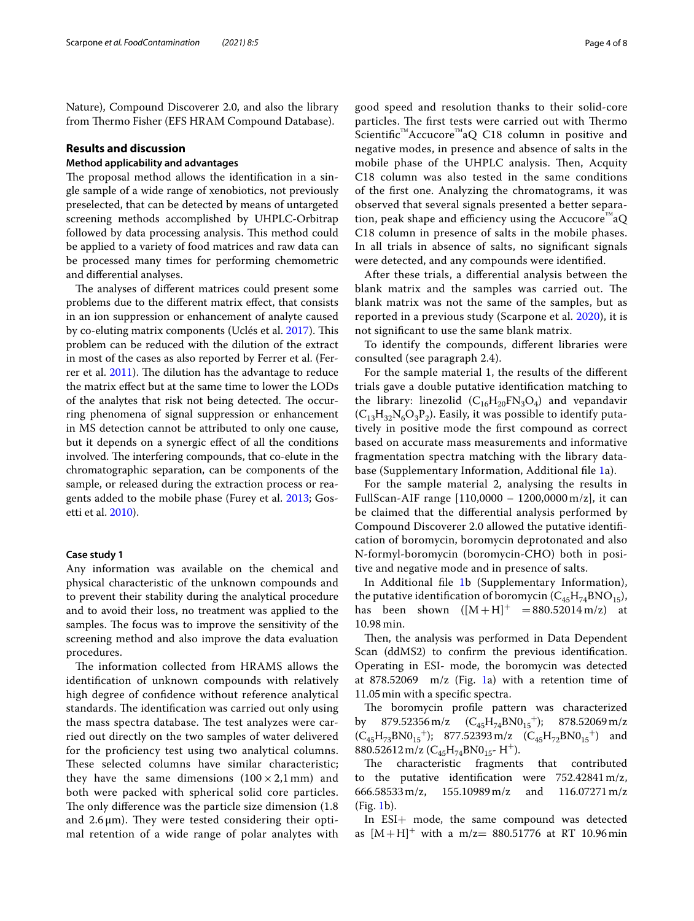Nature), Compound Discoverer 2.0, and also the library from Thermo Fisher (EFS HRAM Compound Database).

## Results and discussion

### Method applicability and advantages

The proposal method allows the identification in a single sample of a wide range of xenobiotics, not previously preselected, that can be detected by means of untargeted screening methods accomplished by UHPLC-Orbitrap followed by data processing analysis. This method could be applied to a variety of food matrices and raw data can be processed many times for performing chemometric and differential analyses.

The analyses of different matrices could present some problems due to the different matrix effect, that consists in an ion suppression or enhancement of analyte caused by co-eluting matrix components (Uclés et al. 2017). This problem can be reduced with the dilution of the extract in most of the cases as also reported by Ferrer et al. (Ferrer et al. 2011). The dilution has the advantage to reduce the matrix effect but at the same time to lower the LODs of the analytes that risk not being detected. The occurring phenomena of signal suppression or enhancement in MS detection cannot be attributed to only one cause, but it depends on a synergic effect of all the conditions involved. The interfering compounds, that co-elute in the chromatographic separation, can be components of the sample, or released during the extraction process or reagents added to the mobile phase (Furey et al. 2013; Gosetti et al. 2010).

### Case study 1

Any information was available on the chemical and physical characteristic of the unknown compounds and to prevent their stability during the analytical procedure and to avoid their loss, no treatment was applied to the samples. The focus was to improve the sensitivity of the screening method and also improve the data evaluation procedures.

The information collected from HRAMS allows the identification of unknown compounds with relatively high degree of confidence without reference analytical standards. The identification was carried out only using the mass spectra database. The test analyzes were carried out directly on the two samples of water delivered for the proficiency test using two analytical columns. These selected columns have similar characteristic; they have the same dimensions ($100 \times 2{,}1$ mm) and both were packed with spherical solid core particles. The only difference was the particle size dimension (1.8 and 2.6 μm). They were tested considering their optimal retention of a wide range of polar analytes with good speed and resolution thanks to their solid-core particles. The first tests were carried out with Thermo Scientific™Accucore™aQ C18 column in positive and negative modes, in presence and absence of salts in the mobile phase of the UHPLC analysis. Then, Acquity C18 column was also tested in the same conditions of the first one. Analyzing the chromatograms, it was observed that several signals presented a better separation, peak shape and efficiency using the Accucore™aQ C18 column in presence of salts in the mobile phases. In all trials in absence of salts, no significant signals were detected, and any compounds were identified.

After these trials, a differential analysis between the blank matrix and the samples was carried out. The blank matrix was not the same of the samples, but as reported in a previous study (Scarpone et al. 2020), it is not significant to use the same blank matrix.

To identify the compounds, different libraries were consulted (see paragraph 2.4).

For the sample material 1, the results of the different trials gave a double putative identification matching to the library: linezolid ($C_{16}H_{20}FN_3O_4$) and vepandavir ($C_{13}H_{32}N_6O_3P_2$). Easily, it was possible to identify putatively in positive mode the first compound as correct based on accurate mass measurements and informative fragmentation spectra matching with the library database (Supplementary Information, Additional file 1a).

For the sample material 2, analysing the results in FullScan-AIF range [110,0000 – 1200,0000 m/z], it can be claimed that the differential analysis performed by Compound Discoverer 2.0 allowed the putative identification of boromycin, boromycin deprotonated and also N-formyl-boromycin (boromycin-CHO) both in positive and negative mode and in presence of salts.

In Additional file 1b (Supplementary Information), the putative identification of boromycin ($C_{45}H_{74}BNO_{15}$), has been shown ($[M+H]^+ = 880.52014$ m/z) at 10.98 min.

Then, the analysis was performed in Data Dependent Scan (ddMS2) to confirm the previous identification. Operating in ESI- mode, the boromycin was detected at 878.52069 m/z (Fig. 1a) with a retention time of 11.05 min with a specific spectra.

The boromycin profile pattern was characterized by 879.52356 m/z ($C_{45}H_{74}BN0_{15}{}^+$); 878.52069 m/z ($C_{45}H_{73}BN0_{15}{}^+$); 877.52393 m/z ($C_{45}H_{72}BN0_{15}{}^+$) and 880.52612 m/z ($C_{45}H_{74}BN0_{15}$- $H^+$).

The characteristic fragments that contributed to the putative identification were 752.42841 m/z, 666.58533 m/z, 155.10989 m/z and 116.07271 m/z (Fig. 1b).

In ESI+ mode, the same compound was detected as $[M+H]^+$ with a m/z= 880.51776 at RT 10.96 min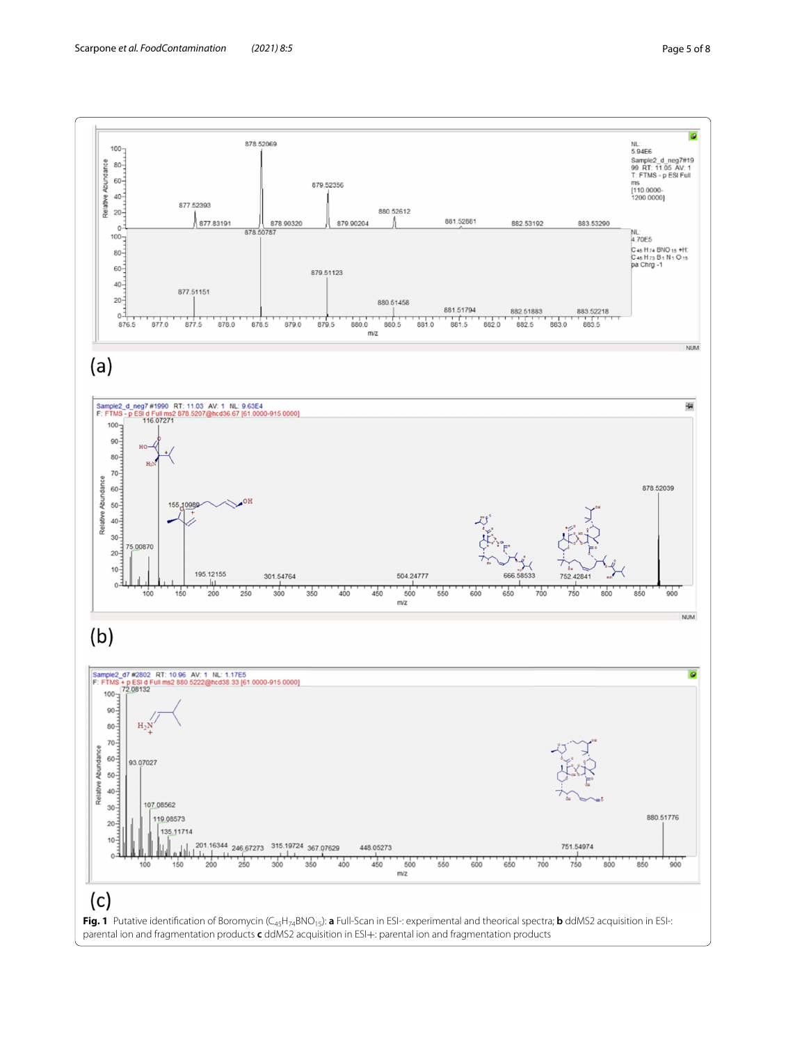(a)

(b)

(c)

**Fig. 1** Putative identification of Boromycin ($C_{45}H_{74}BNO_{15}$): **a** Full-Scan in ESI-: experimental and theorical spectra; **b** ddMS2 acquisition in ESI-: parental ion and fragmentation products **c** ddMS2 acquisition in ESI+: parental ion and fragmentation products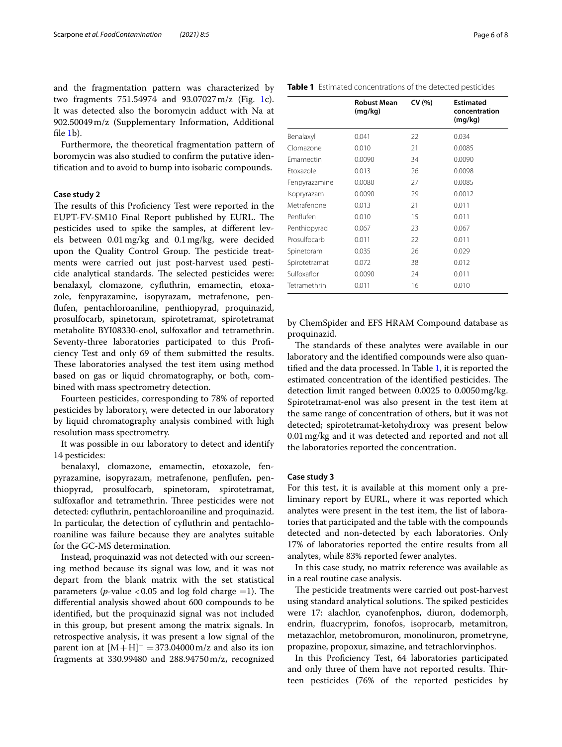and the fragmentation pattern was characterized by two fragments 751.54974 and 93.07027 m/z (Fig. 1c). It was detected also the boromycin adduct with Na at 902.50049 m/z (Supplementary Information, Additional file 1b).

Furthermore, the theoretical fragmentation pattern of boromycin was also studied to confirm the putative identification and to avoid to bump into isobaric compounds.

### Case study 2

The results of this Proficiency Test were reported in the EUPT-FV-SM10 Final Report published by EURL. The pesticides used to spike the samples, at different levels between 0.01 mg/kg and 0.1 mg/kg, were decided upon the Quality Control Group. The pesticide treatments were carried out just post-harvest used pesticide analytical standards. The selected pesticides were: benalaxyl, clomazone, cyfluthrin, emamectin, etoxazole, fenpyrazamine, isopyrazam, metrafenone, penflufen, pentachloroaniline, penthiopyrad, proquinazid, prosulfocarb, spinetoram, spirotetramat, spirotetramat metabolite BYI08330-enol, sulfoxaflor and tetramethrin. Seventy-three laboratories participated to this Proficiency Test and only 69 of them submitted the results. These laboratories analysed the test item using method based on gas or liquid chromatography, or both, combined with mass spectrometry detection.

Fourteen pesticides, corresponding to 78% of reported pesticides by laboratory, were detected in our laboratory by liquid chromatography analysis combined with high resolution mass spectrometry.

It was possible in our laboratory to detect and identify 14 pesticides:

benalaxyl, clomazone, emamectin, etoxazole, fenpyrazamine, isopyrazam, metrafenone, penflufen, penthiopyrad, prosulfocarb, spinetoram, spirotetramat, sulfoxaflor and tetramethrin. Three pesticides were not detected: cyfluthrin, pentachloroaniline and proquinazid. In particular, the detection of cyfluthrin and pentachloroaniline was failure because they are analytes suitable for the GC-MS determination.

Instead, proquinazid was not detected with our screening method because its signal was low, and it was not depart from the blank matrix with the set statistical parameters ($p$-value $<0.05$ and log fold charge $=1$). The differential analysis showed about 600 compounds to be identified, but the proquinazid signal was not included in this group, but present among the matrix signals. In retrospective analysis, it was present a low signal of the parent ion at $[M+H]^+ = 373.04000$ m/z and also its ion fragments at 330.99480 and 288.94750 m/z, recognized by ChemSpider and EFS HRAM Compound database as proquinazid.

**Table 1** Estimated concentrations of the detected pesticides

| | Robust Mean (mg/kg) | CV (%) | Estimated concentration (mg/kg) |
|---|---|---|---|
| Benalaxyl | 0.041 | 22 | 0.034 |
| Clomazone | 0.010 | 21 | 0.0085 |
| Emamectin | 0.0090 | 34 | 0.0090 |
| Etoxazole | 0.013 | 26 | 0.0098 |
| Fenpyrazamine | 0.0080 | 27 | 0.0085 |
| Isopyrazam | 0.0090 | 29 | 0.0012 |
| Metrafenone | 0.013 | 21 | 0.011 |
| Penflufen | 0.010 | 15 | 0.011 |
| Penthiopyrad | 0.067 | 23 | 0.067 |
| Prosulfocarb | 0.011 | 22 | 0.011 |
| Spinetoram | 0.035 | 26 | 0.029 |
| Spirotetramat | 0.072 | 38 | 0.012 |
| Sulfoxaflor | 0.0090 | 24 | 0.011 |
| Tetramethrin | 0.011 | 16 | 0.010 |

The standards of these analytes were available in our laboratory and the identified compounds were also quantified and the data processed. In Table 1, it is reported the estimated concentration of the identified pesticides. The detection limit ranged between 0.0025 to 0.0050 mg/kg. Spirotetramat-enol was also present in the test item at the same range of concentration of others, but it was not detected; spirotetramat-ketohydroxy was present below 0.01 mg/kg and it was detected and reported and not all the laboratories reported the concentration.

### Case study 3

For this test, it is available at this moment only a preliminary report by EURL, where it was reported which analytes were present in the test item, the list of laboratories that participated and the table with the compounds detected and non-detected by each laboratories. Only 17% of laboratories reported the entire results from all analytes, while 83% reported fewer analytes.

In this case study, no matrix reference was available as in a real routine case analysis.

The pesticide treatments were carried out post-harvest using standard analytical solutions. The spiked pesticides were 17: alachlor, cyanofenphos, diuron, dodemorph, endrin, fluacryprim, fonofos, isoprocarb, metamitron, metazachlor, metobromuron, monolinuron, prometryne, propazine, propoxur, simazine, and tetrachlorvinphos.

In this Proficiency Test, 64 laboratories participated and only three of them have not reported results. Thirteen pesticides (76% of the reported pesticides by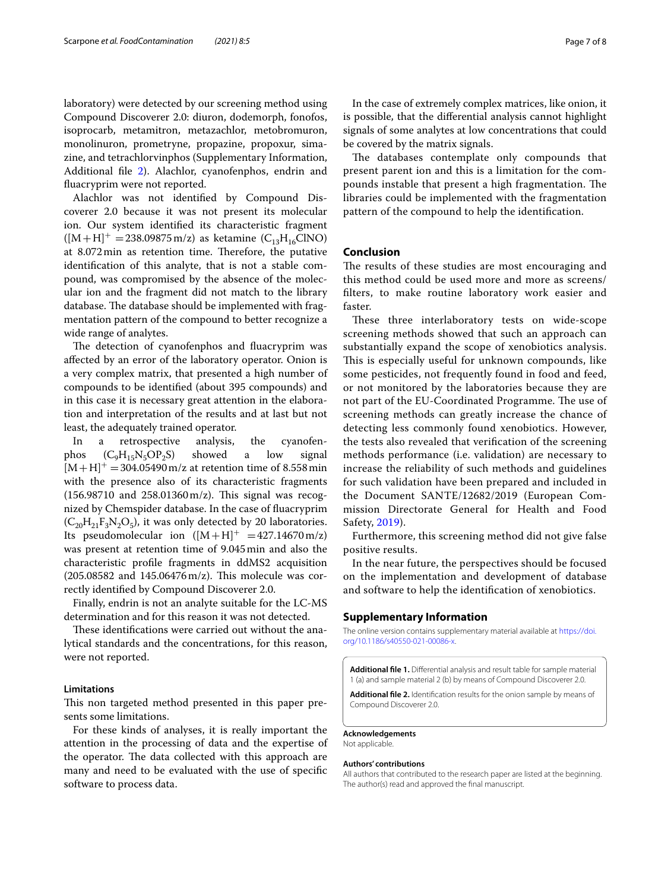laboratory) were detected by our screening method using Compound Discoverer 2.0: diuron, dodemorph, fonofos, isoprocarb, metamitron, metazachlor, metobromuron, monolinuron, prometryne, propazine, propoxur, simazine, and tetrachlorvinphos (Supplementary Information, Additional file 2). Alachlor, cyanofenphos, endrin and fluacryprim were not reported.

Alachlor was not identified by Compound Discoverer 2.0 because it was not present its molecular ion. Our system identified its characteristic fragment ($[M+H]^+$ = 238.09875 m/z) as ketamine ($C_{13}H_{16}ClNO$) at 8.072 min as retention time. Therefore, the putative identification of this analyte, that is not a stable compound, was compromised by the absence of the molecular ion and the fragment did not match to the library database. The database should be implemented with fragmentation pattern of the compound to better recognize a wide range of analytes.

The detection of cyanofenphos and fluacryprim was affected by an error of the laboratory operator. Onion is a very complex matrix, that presented a high number of compounds to be identified (about 395 compounds) and in this case it is necessary great attention in the elaboration and interpretation of the results and at last but not least, the adequately trained operator.

In a retrospective analysis, the cyanofenphos ($C_9H_{15}N_5OP_2S$) showed a low signal $[M+H]^+$ = 304.05490 m/z at retention time of 8.558 min with the presence also of its characteristic fragments (156.98710 and 258.01360 m/z). This signal was recognized by Chemspider database. In the case of fluacryprim ($C_{20}H_{21}F_3N_2O_5$), it was only detected by 20 laboratories. Its pseudomolecular ion ($[M+H]^+$ = 427.14670 m/z) was present at retention time of 9.045 min and also the characteristic profile fragments in ddMS2 acquisition (205.08582 and 145.06476 m/z). This molecule was correctly identified by Compound Discoverer 2.0.

Finally, endrin is not an analyte suitable for the LC-MS determination and for this reason it was not detected.

These identifications were carried out without the analytical standards and the concentrations, for this reason, were not reported.

### Limitations

This non targeted method presented in this paper presents some limitations.

For these kinds of analyses, it is really important the attention in the processing of data and the expertise of the operator. The data collected with this approach are many and need to be evaluated with the use of specific software to process data.

In the case of extremely complex matrices, like onion, it is possible, that the differential analysis cannot highlight signals of some analytes at low concentrations that could be covered by the matrix signals.

The databases contemplate only compounds that present parent ion and this is a limitation for the compounds instable that present a high fragmentation. The libraries could be implemented with the fragmentation pattern of the compound to help the identification.

## Conclusion

The results of these studies are most encouraging and this method could be used more and more as screens/filters, to make routine laboratory work easier and faster.

These three interlaboratory tests on wide-scope screening methods showed that such an approach can substantially expand the scope of xenobiotics analysis. This is especially useful for unknown compounds, like some pesticides, not frequently found in food and feed, or not monitored by the laboratories because they are not part of the EU-Coordinated Programme. The use of screening methods can greatly increase the chance of detecting less commonly found xenobiotics. However, the tests also revealed that verification of the screening methods performance (i.e. validation) are necessary to increase the reliability of such methods and guidelines for such validation have been prepared and included in the Document SANTE/12682/2019 (European Commission Directorate General for Health and Food Safety, 2019).

Furthermore, this screening method did not give false positive results.

In the near future, the perspectives should be focused on the implementation and development of database and software to help the identification of xenobiotics.

## Supplementary Information

The online version contains supplementary material available at https://doi.org/10.1186/s40550-021-00086-x.

**Additional file 1.** Differential analysis and result table for sample material 1 (a) and sample material 2 (b) by means of Compound Discoverer 2.0.

**Additional file 2.** Identification results for the onion sample by means of Compound Discoverer 2.0.

**Acknowledgements**

Not applicable.

**Authors' contributions**

All authors that contributed to the research paper are listed at the beginning. The author(s) read and approved the final manuscript.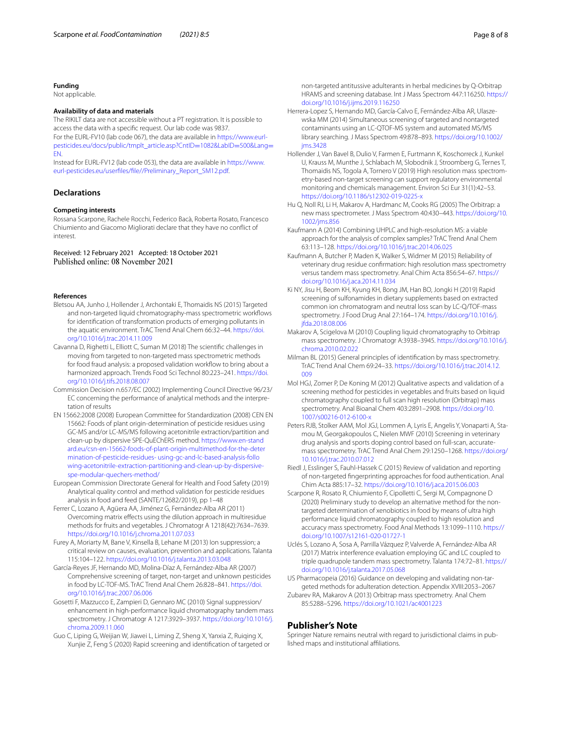### Funding

Not applicable.

### Availability of data and materials

The RIKILT data are not accessible without a PT registration. It is possible to access the data with a specific request. Our lab code was 9837.

For the EURL-FV10 (lab code 067), the data are available in https://www.eurl-pesticides.eu/docs/public/tmplt_article.asp?CntID=1082&LabID=500&Lang=EN.

Instead for EURL-FV12 (lab code 053), the data are available in https://www.eurl-pesticides.eu/userfiles/file//Preliminary_Report_SM12.pdf.

## Declarations

### Competing interests

Rossana Scarpone, Rachele Rocchi, Federico Bacà, Roberta Rosato, Francesco Chiumiento and Giacomo Migliorati declare that they have no conflict of interest.

Received: 12 February 2021 Accepted: 18 October 2021
Published online: 08 November 2021

### References

- Bletsou AA, Junho J, Hollender J, Archontaki E, Thomaidis NS (2015) Targeted and non-targeted liquid chromatography-mass spectrometric workflows for identification of transformation products of emerging pollutants in the aquatic environment. TrAC Trend Anal Chem 66:32–44. https://doi.org/10.1016/j.trac.2014.11.009
- Cavanna D, Righetti L, Elliott C, Suman M (2018) The scientific challenges in moving from targeted to non-targeted mass spectrometric methods for food fraud analysis: a proposed validation workflow to bring about a harmonized approach. Trends Food Sci Technol 80:223–241. https://doi.org/10.1016/j.tifs.2018.08.007
- Commission Decision n.657/EC (2002) Implementing Council Directive 96/23/EC concerning the performance of analytical methods and the interpretation of results
- EN 15662:2008 (2008) European Committee for Standardization (2008) CEN EN 15662: Foods of plant origin-determination of pesticide residues using GC-MS and/or LC-MS/MS following acetonitrile extraction/partition and clean-up by dispersive SPE-QuEChERS method. https://www.en-standard.eu/csn-en-15662-foods-of-plant-origin-multimethod-for-the-determination-of-pesticide-residues- using-gc-and-lc-based-analysis-following-acetonitrile-extraction-partitioning-and-clean-up-by-dispersive-spe-modular-quechers-method/
- European Commission Directorate General for Health and Food Safety (2019) Analytical quality control and method validation for pesticide residues analysis in food and feed (SANTE/12682/2019), pp 1–48
- Ferrer C, Lozano A, Agüera AA, Jiménez G, Fernández-Alba AR (2011) Overcoming matrix effects using the dilution approach in multiresidue methods for fruits and vegetables. J Chromatogr A 1218(42):7634–7639. https://doi.org/10.1016/j.chroma.2011.07.033
- Furey A, Moriarty M, Bane V, Kinsella B, Lehane M (2013) Ion suppression; a critical review on causes, evaluation, prevention and applications. Talanta 115:104–122. https://doi.org/10.1016/j.talanta.2013.03.048
- García-Reyes JF, Hernando MD, Molina-Díaz A, Fernández-Alba AR (2007) Comprehensive screening of target, non-target and unknown pesticides in food by LC-TOF-MS. TrAC Trend Anal Chem 26:828–841. https://doi.org/10.1016/j.trac.2007.06.006
- Gosetti F, Mazzucco E, Zampieri D, Gennaro MC (2010) Signal suppression/enhancement in high-performance liquid chromatography tandem mass spectrometry. J Chromatogr A 1217:3929–3937. https://doi.org/10.1016/j.chroma.2009.11.060
- Guo C, Liping G, Weijian W, Jiawei L, Liming Z, Sheng X, Yanxia Z, Ruiqing X, Xunjie Z, Feng S (2020) Rapid screening and identification of targeted or non-targeted antitussive adulterants in herbal medicines by Q-Orbitrap HRAMS and screening database. Int J Mass Spectrom 447:116250. https://doi.org/10.1016/j.ijms.2019.116250
- Herrera-Lopez S, Hernando MD, García-Calvo E, Fernández-Alba AR, Ulaszewska MM (2014) Simultaneous screening of targeted and nontargeted contaminants using an LC-QTOF-MS system and automated MS/MS library searching. J Mass Spectrom 49:878–893. https://doi.org/10.1002/jms.3428
- Hollender J, Van Bavel B, Dulio V, Farmen E, Furtmann K, Koschorreck J, Kunkel U, Krauss M, Munthe J, Schlabach M, Slobodnik J, Stroomberg G, Ternes T, Thomaidis NS, Togola A, Tornero V (2019) High resolution mass spectrometry-based non-target screening can support regulatory environmental monitoring and chemicals management. Environ Sci Eur 31(1):42–53. https://doi.org/10.1186/s12302-019-0225-x
- Hu Q, Noll RJ, Li H, Makarov A, Hardmanc M, Cooks RG (2005) The Orbitrap: a new mass spectrometer. J Mass Spectrom 40:430–443. https://doi.org/10.1002/jms.856
- Kaufmann A (2014) Combining UHPLC and high-resolution MS: a viable approach for the analysis of complex samples? TrAC Trend Anal Chem 63:113–128. https://doi.org/10.1016/j.trac.2014.06.025
- Kaufmann A, Butcher P, Maden K, Walker S, Widmer M (2015) Reliability of veterinary drug residue confirmation: high resolution mass spectrometry versus tandem mass spectrometry. Anal Chim Acta 856:54–67. https://doi.org/10.1016/j.aca.2014.11.034
- Ki NY, Jisu H, Beom KH, Kyung KH, Bong JM, Han BO, Jongki H (2019) Rapid screening of sulfonamides in dietary supplements based on extracted common ion chromatogram and neutral loss scan by LC-Q/TOF-mass spectrometry. J Food Drug Anal 27:164–174. https://doi.org/10.1016/j.jfda.2018.08.006
- Makarov A, Scigelova M (2010) Coupling liquid chromatography to Orbitrap mass spectrometry. J Chromatogr A:3938–3945. https://doi.org/10.1016/j.chroma.2010.02.022
- Milman BL (2015) General principles of identification by mass spectrometry. TrAC Trend Anal Chem 69:24–33. https://doi.org/10.1016/j.trac.2014.12.009
- Mol HGJ, Zomer P, De Koning M (2012) Qualitative aspects and validation of a screening method for pesticides in vegetables and fruits based on liquid chromatography coupled to full scan high resolution (Orbitrap) mass spectrometry. Anal Bioanal Chem 403:2891–2908. https://doi.org/10.1007/s00216-012-6100-x
- Peters RJB, Stolker AAM, Mol JGJ, Lommen A, Lyris E, Angelis Y, Vonaparti A, Stamou M, Georgakopoulos C, Nielen MWF (2010) Screening in veterinary drug analysis and sports doping control based on full-scan, accurate-mass spectrometry. TrAC Trend Anal Chem 29:1250–1268. https://doi.org/10.1016/j.trac.2010.07.012
- Riedl J, Esslinger S, Fauhl-Hassek C (2015) Review of validation and reporting of non-targeted fingerprinting approaches for food authentication. Anal Chim Acta 885:17–32. https://doi.org/10.1016/j.aca.2015.06.003
- Scarpone R, Rosato R, Chiumiento F, Cipolletti C, Sergi M, Compagnone D (2020) Preliminary study to develop an alternative method for the non-targeted determination of xenobiotics in food by means of ultra high performance liquid chromatography coupled to high resolution and accuracy mass spectrometry. Food Anal Methods 13:1099–1110. https://doi.org/10.1007/s12161-020-01727-1
- Uclés S, Lozano A, Sosa A, Parrilla Vázquez P, Valverde A, Fernández-Alba AR (2017) Matrix interference evaluation employing GC and LC coupled to triple quadrupole tandem mass spectrometry. Talanta 174:72–81. https://doi.org/10.1016/j.talanta.2017.05.068
- US Pharmacopeia (2016) Guidance on developing and validating non-targeted methods for adulteration detection. Appendix XVIII:2053–2067
- Zubarev RA, Makarov A (2013) Orbitrap mass spectrometry. Anal Chem 85:5288–5296. https://doi.org/10.1021/ac4001223

## Publisher's Note

Springer Nature remains neutral with regard to jurisdictional claims in published maps and institutional affiliations.